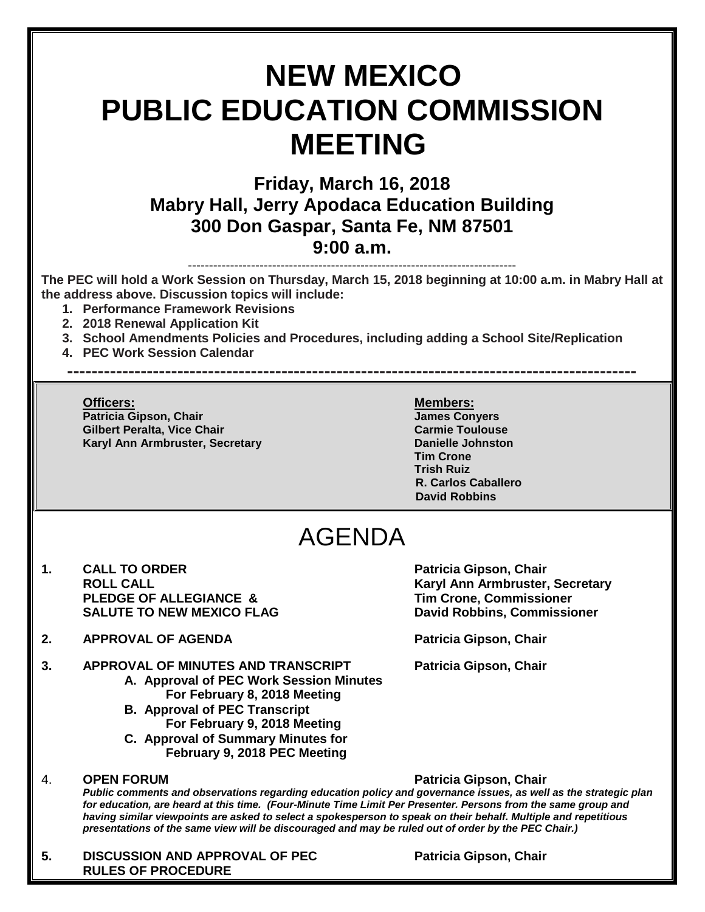# NEW MEXICO PUBLIC EDUCATION COMMISSION MEETING

## Friday, March 16, 2018
## Mabry Hall, Jerry Apodaca Education Building
## 300 Don Gaspar, Santa Fe, NM 87501
## 9:00 a.m.

---

**The PEC will hold a Work Session on Thursday, March 15, 2018 beginning at 10:00 a.m. in Mabry Hall at the address above. Discussion topics will include:**

1. **Performance Framework Revisions**
2. **2018 Renewal Application Kit**
3. **School Amendments Policies and Procedures, including adding a School Site/Replication**
4. **PEC Work Session Calendar**

---

**Officers:**
**Patricia Gipson, Chair**
**Gilbert Peralta, Vice Chair**
**Karyl Ann Armbruster, Secretary**

**Members:**
**James Conyers**
**Carmie Toulouse**
**Danielle Johnston**
**Tim Crone**
**Trish Ruiz**
**R. Carlos Caballero**
**David Robbins**

# AGENDA

**1. CALL TO ORDER** — **Patricia Gipson, Chair**
**ROLL CALL** — **Karyl Ann Armbruster, Secretary**
**PLEDGE OF ALLEGIANCE &** — **Tim Crone, Commissioner**
**SALUTE TO NEW MEXICO FLAG** — **David Robbins, Commissioner**

**2. APPROVAL OF AGENDA** — **Patricia Gipson, Chair**

**3. APPROVAL OF MINUTES AND TRANSCRIPT** — **Patricia Gipson, Chair**

- **A. Approval of PEC Work Session Minutes For February 8, 2018 Meeting**
- **B. Approval of PEC Transcript For February 9, 2018 Meeting**
- **C. Approval of Summary Minutes for February 9, 2018 PEC Meeting**

4. **OPEN FORUM** — **Patricia Gipson, Chair**

***Public comments and observations regarding education policy and governance issues, as well as the strategic plan for education, are heard at this time. (Four-Minute Time Limit Per Presenter. Persons from the same group and having similar viewpoints are asked to select a spokesperson to speak on their behalf. Multiple and repetitious presentations of the same view will be discouraged and may be ruled out of order by the PEC Chair.)***

**5. DISCUSSION AND APPROVAL OF PEC RULES OF PROCEDURE** — **Patricia Gipson, Chair**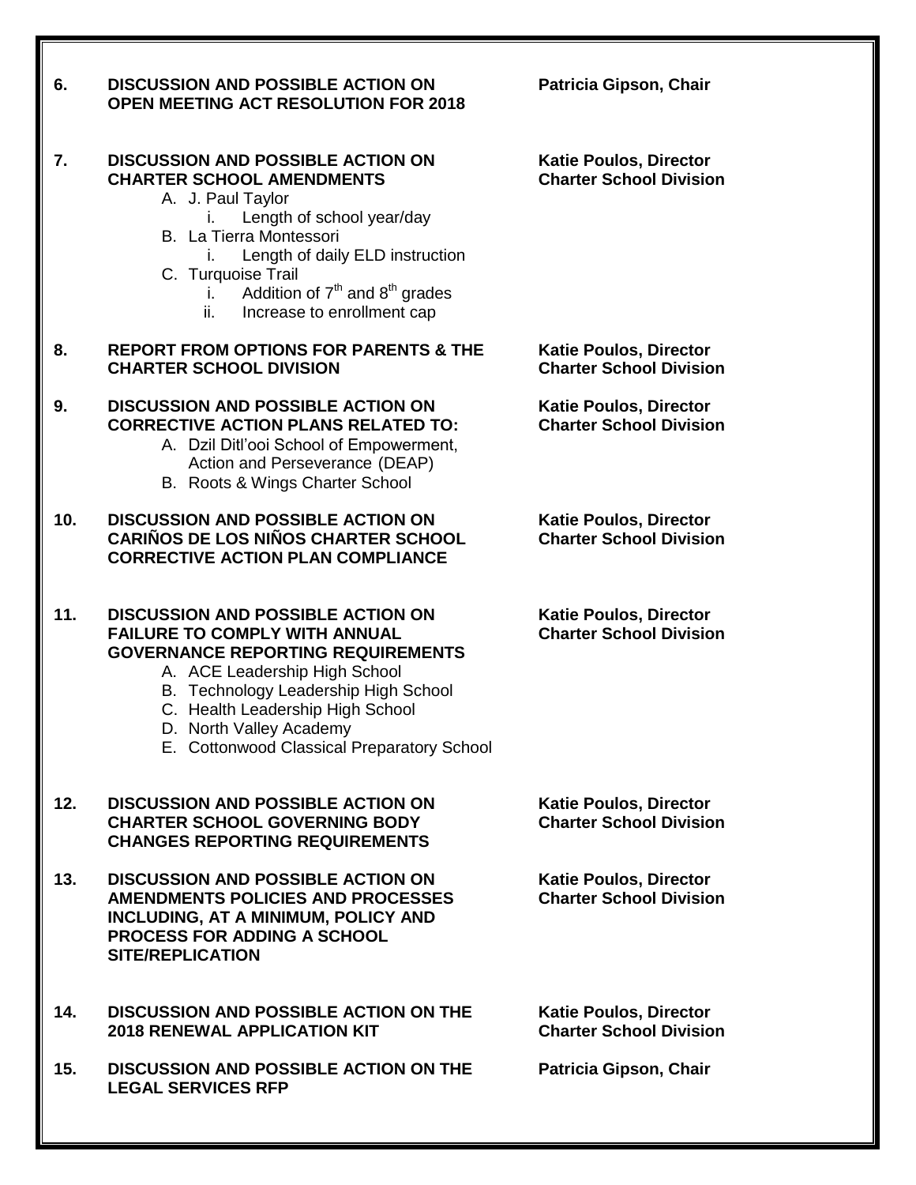**6. DISCUSSION AND POSSIBLE ACTION ON OPEN MEETING ACT RESOLUTION FOR 2018** — **Patricia Gipson, Chair**

**7. DISCUSSION AND POSSIBLE ACTION ON CHARTER SCHOOL AMENDMENTS** — **Katie Poulos, Director, Charter School Division**

- A. J. Paul Taylor
  - i. Length of school year/day
- B. La Tierra Montessori
  - i. Length of daily ELD instruction
- C. Turquoise Trail
  - i. Addition of 7th and 8th grades
  - ii. Increase to enrollment cap

**8. REPORT FROM OPTIONS FOR PARENTS & THE CHARTER SCHOOL DIVISION** — **Katie Poulos, Director, Charter School Division**

**9. DISCUSSION AND POSSIBLE ACTION ON CORRECTIVE ACTION PLANS RELATED TO:** — **Katie Poulos, Director, Charter School Division**

- A. Dzil Ditl'ooi School of Empowerment, Action and Perseverance (DEAP)
- B. Roots & Wings Charter School

**10. DISCUSSION AND POSSIBLE ACTION ON CARIÑOS DE LOS NIÑOS CHARTER SCHOOL CORRECTIVE ACTION PLAN COMPLIANCE** — **Katie Poulos, Director, Charter School Division**

**11. DISCUSSION AND POSSIBLE ACTION ON FAILURE TO COMPLY WITH ANNUAL GOVERNANCE REPORTING REQUIREMENTS** — **Katie Poulos, Director, Charter School Division**

- A. ACE Leadership High School
- B. Technology Leadership High School
- C. Health Leadership High School
- D. North Valley Academy
- E. Cottonwood Classical Preparatory School

**12. DISCUSSION AND POSSIBLE ACTION ON CHARTER SCHOOL GOVERNING BODY CHANGES REPORTING REQUIREMENTS** — **Katie Poulos, Director, Charter School Division**

**13. DISCUSSION AND POSSIBLE ACTION ON AMENDMENTS POLICIES AND PROCESSES INCLUDING, AT A MINIMUM, POLICY AND PROCESS FOR ADDING A SCHOOL SITE/REPLICATION** — **Katie Poulos, Director, Charter School Division**

**14. DISCUSSION AND POSSIBLE ACTION ON THE 2018 RENEWAL APPLICATION KIT** — **Katie Poulos, Director, Charter School Division**

**15. DISCUSSION AND POSSIBLE ACTION ON THE LEGAL SERVICES RFP** — **Patricia Gipson, Chair**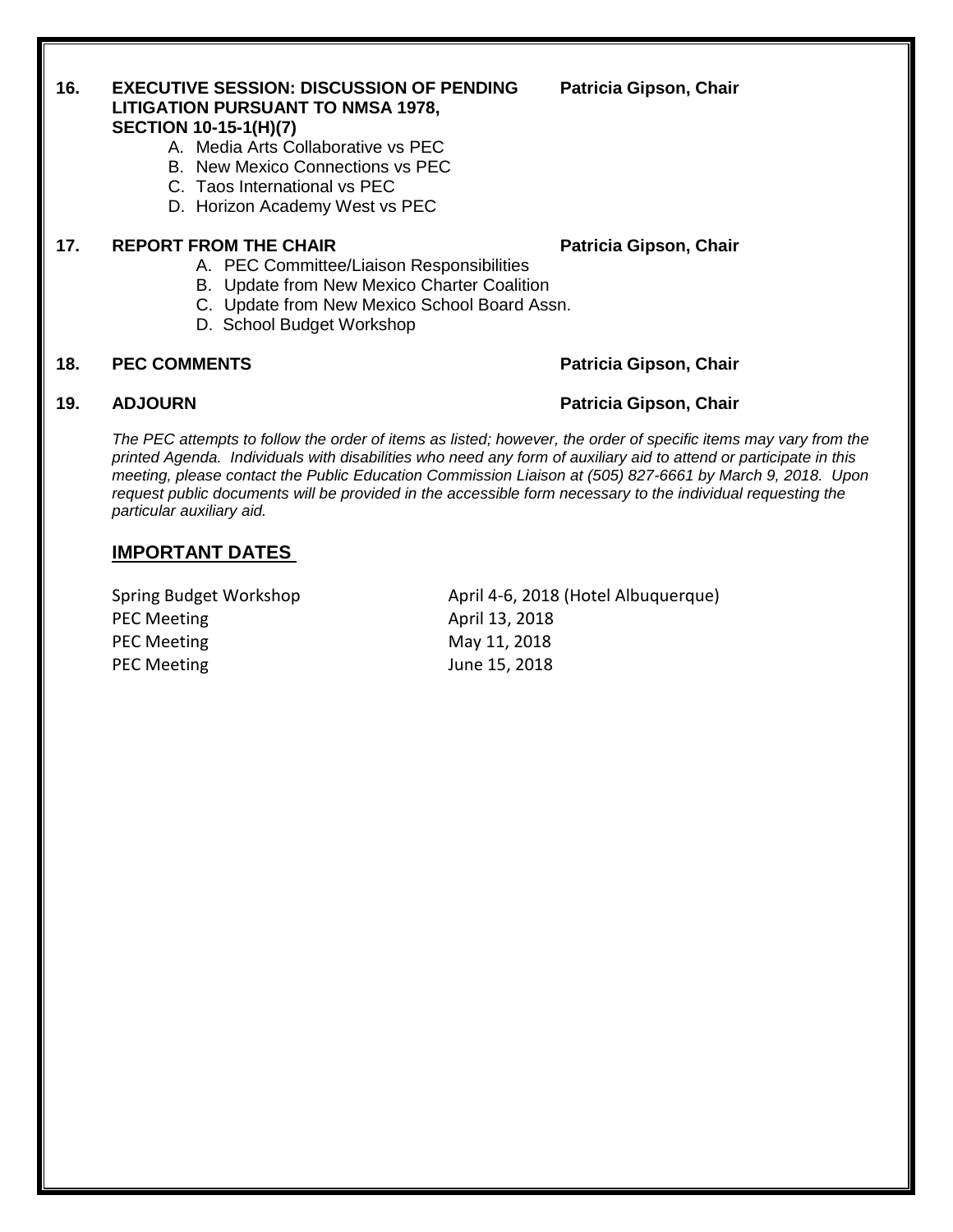**16. EXECUTIVE SESSION: DISCUSSION OF PENDING LITIGATION PURSUANT TO NMSA 1978, SECTION 10-15-1(H)(7)** — **Patricia Gipson, Chair**

A. Media Arts Collaborative vs PEC
B. New Mexico Connections vs PEC
C. Taos International vs PEC
D. Horizon Academy West vs PEC

**17. REPORT FROM THE CHAIR** — **Patricia Gipson, Chair**

A. PEC Committee/Liaison Responsibilities
B. Update from New Mexico Charter Coalition
C. Update from New Mexico School Board Assn.
D. School Budget Workshop

**18. PEC COMMENTS** — **Patricia Gipson, Chair**

**19. ADJOURN** — **Patricia Gipson, Chair**

*The PEC attempts to follow the order of items as listed; however, the order of specific items may vary from the printed Agenda. Individuals with disabilities who need any form of auxiliary aid to attend or participate in this meeting, please contact the Public Education Commission Liaison at (505) 827-6661 by March 9, 2018. Upon request public documents will be provided in the accessible form necessary to the individual requesting the particular auxiliary aid.*

## IMPORTANT DATES

| | |
|---|---|
| Spring Budget Workshop | April 4-6, 2018 (Hotel Albuquerque) |
| PEC Meeting | April 13, 2018 |
| PEC Meeting | May 11, 2018 |
| PEC Meeting | June 15, 2018 |